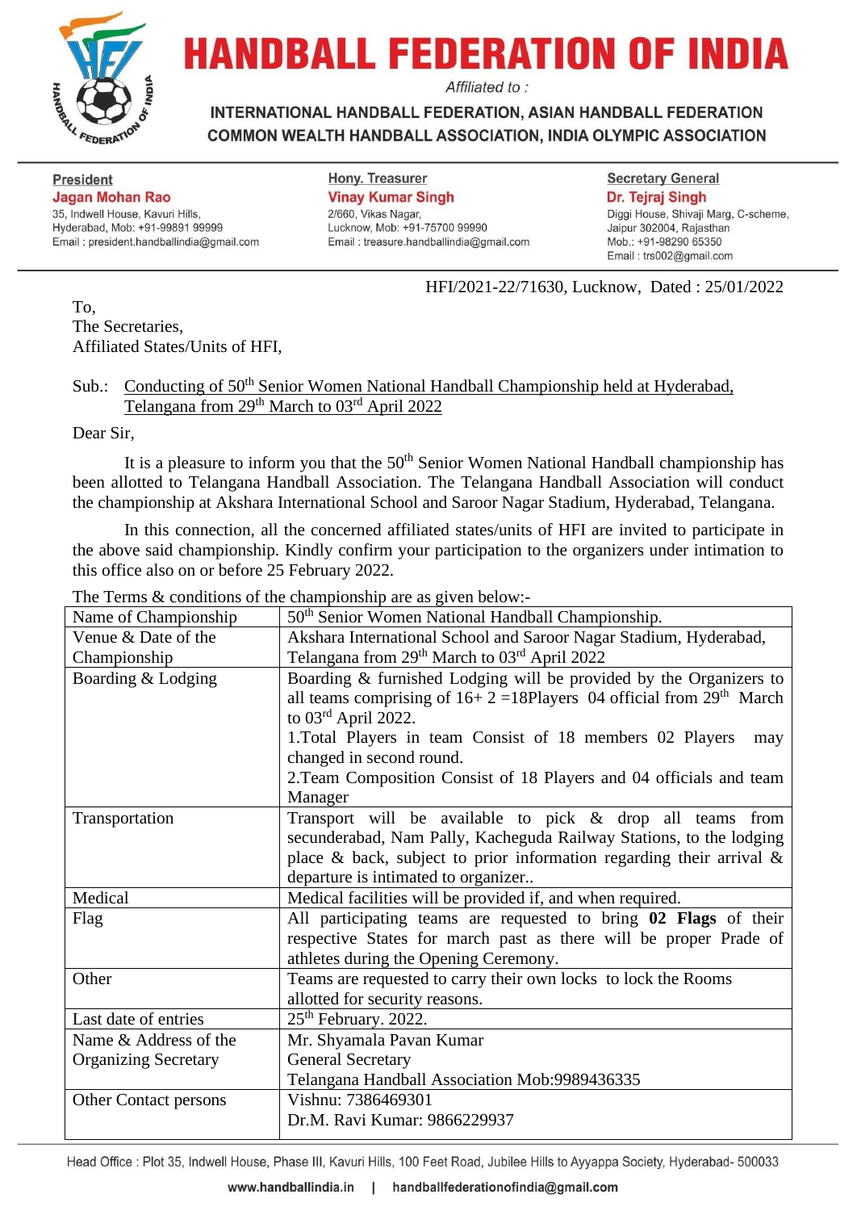# HANDBALL FEDERATION OF INDIA

*Affiliated to :*

**INTERNATIONAL HANDBALL FEDERATION, ASIAN HANDBALL FEDERATION**
**COMMON WEALTH HANDBALL ASSOCIATION, INDIA OLYMPIC ASSOCIATION**

**President**
**Jagan Mohan Rao**
35, Indwell House, Kavuri Hills,
Hyderabad, Mob: +91-99891 99999
Email : president.handballindia@gmail.com

**Hony. Treasurer**
**Vinay Kumar Singh**
2/660, Vikas Nagar,
Lucknow, Mob: +91-75700 99990
Email : treasure.handballindia@gmail.com

**Secretary General**
**Dr. Tejraj Singh**
Diggi House, Shivaji Marg, C-scheme,
Jaipur 302004, Rajasthan
Mob.: +91-98290 65350
Email : trs002@gmail.com

HFI/2021-22/71630, Lucknow, Dated : 25/01/2022

To,
The Secretaries,
Affiliated States/Units of HFI,

Sub.: Conducting of 50th Senior Women National Handball Championship held at Hyderabad, Telangana from 29th March to 03rd April 2022

Dear Sir,

It is a pleasure to inform you that the 50th Senior Women National Handball championship has been allotted to Telangana Handball Association. The Telangana Handball Association will conduct the championship at Akshara International School and Saroor Nagar Stadium, Hyderabad, Telangana.

In this connection, all the concerned affiliated states/units of HFI are invited to participate in the above said championship. Kindly confirm your participation to the organizers under intimation to this office also on or before 25 February 2022.

The Terms & conditions of the championship are as given below:-

| Name of Championship | 50th Senior Women National Handball Championship. |
|---|---|
| Venue & Date of the Championship | Akshara International School and Saroor Nagar Stadium, Hyderabad, Telangana from 29th March to 03rd April 2022 |
| Boarding & Lodging | Boarding & furnished Lodging will be provided by the Organizers to all teams comprising of 16+ 2 =18Players 04 official from 29th March to 03rd April 2022.<br>1.Total Players in team Consist of 18 members 02 Players may changed in second round.<br>2.Team Composition Consist of 18 Players and 04 officials and team Manager |
| Transportation | Transport will be available to pick & drop all teams from secunderabad, Nam Pally, Kacheguda Railway Stations, to the lodging place & back, subject to prior information regarding their arrival & departure is intimated to organizer.. |
| Medical | Medical facilities will be provided if, and when required. |
| Flag | All participating teams are requested to bring **02 Flags** of their respective States for march past as there will be proper Prade of athletes during the Opening Ceremony. |
| Other | Teams are requested to carry their own locks to lock the Rooms allotted for security reasons. |
| Last date of entries | 25th February. 2022. |
| Name & Address of the Organizing Secretary | Mr. Shyamala Pavan Kumar<br>General Secretary<br>Telangana Handball Association Mob:9989436335 |
| Other Contact persons | Vishnu: 7386469301<br>Dr.M. Ravi Kumar: 9866229937 |

Head Office : Plot 35, Indwell House, Phase III, Kavuri Hills, 100 Feet Road, Jubilee Hills to Ayyappa Society, Hyderabad- 500033

www.handballindia.in | handballfederationofindia@gmail.com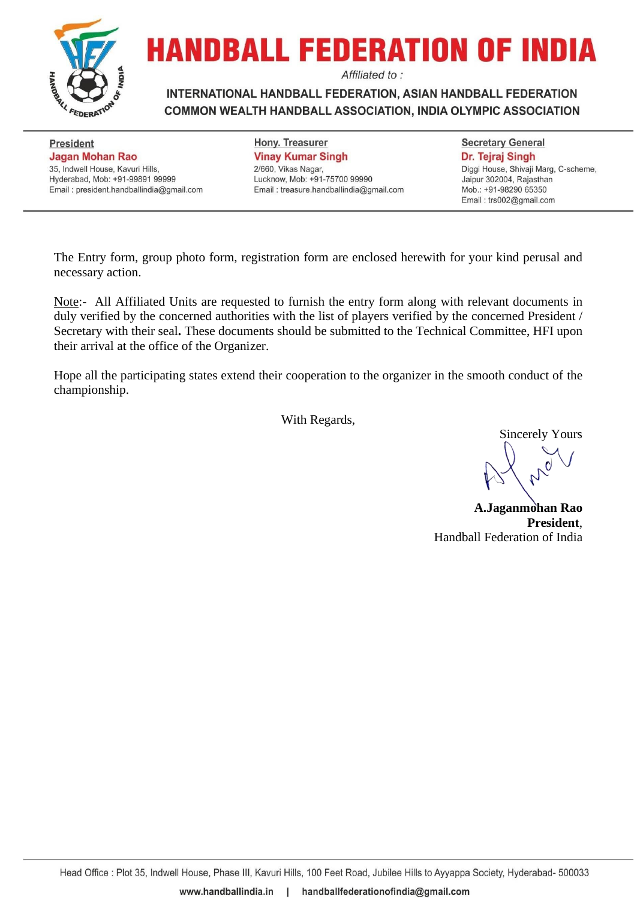# HANDBALL FEDERATION OF INDIA

*Affiliated to :*

INTERNATIONAL HANDBALL FEDERATION, ASIAN HANDBALL FEDERATION
COMMON WEALTH HANDBALL ASSOCIATION, INDIA OLYMPIC ASSOCIATION

**President**
**Jagan Mohan Rao**
35, Indwell House, Kavuri Hills,
Hyderabad, Mob: +91-99891 99999
Email : president.handballindia@gmail.com

**Hony. Treasurer**
**Vinay Kumar Singh**
2/660, Vikas Nagar,
Lucknow, Mob: +91-75700 99990
Email : treasure.handballindia@gmail.com

**Secretary General**
**Dr. Tejraj Singh**
Diggi House, Shivaji Marg, C-scheme,
Jaipur 302004, Rajasthan
Mob.: +91-98290 65350
Email : trs002@gmail.com

The Entry form, group photo form, registration form are enclosed herewith for your kind perusal and necessary action.

Note:- All Affiliated Units are requested to furnish the entry form along with relevant documents in duly verified by the concerned authorities with the list of players verified by the concerned President / Secretary with their seal**.** These documents should be submitted to the Technical Committee, HFI upon their arrival at the office of the Organizer.

Hope all the participating states extend their cooperation to the organizer in the smooth conduct of the championship.

With Regards,

Sincerely Yours

**A.Jaganmohan Rao**
**President**,
Handball Federation of India

Head Office : Plot 35, Indwell House, Phase III, Kavuri Hills, 100 Feet Road, Jubilee Hills to Ayyappa Society, Hyderabad- 500033

www.handballindia.in | handballfederationofindia@gmail.com